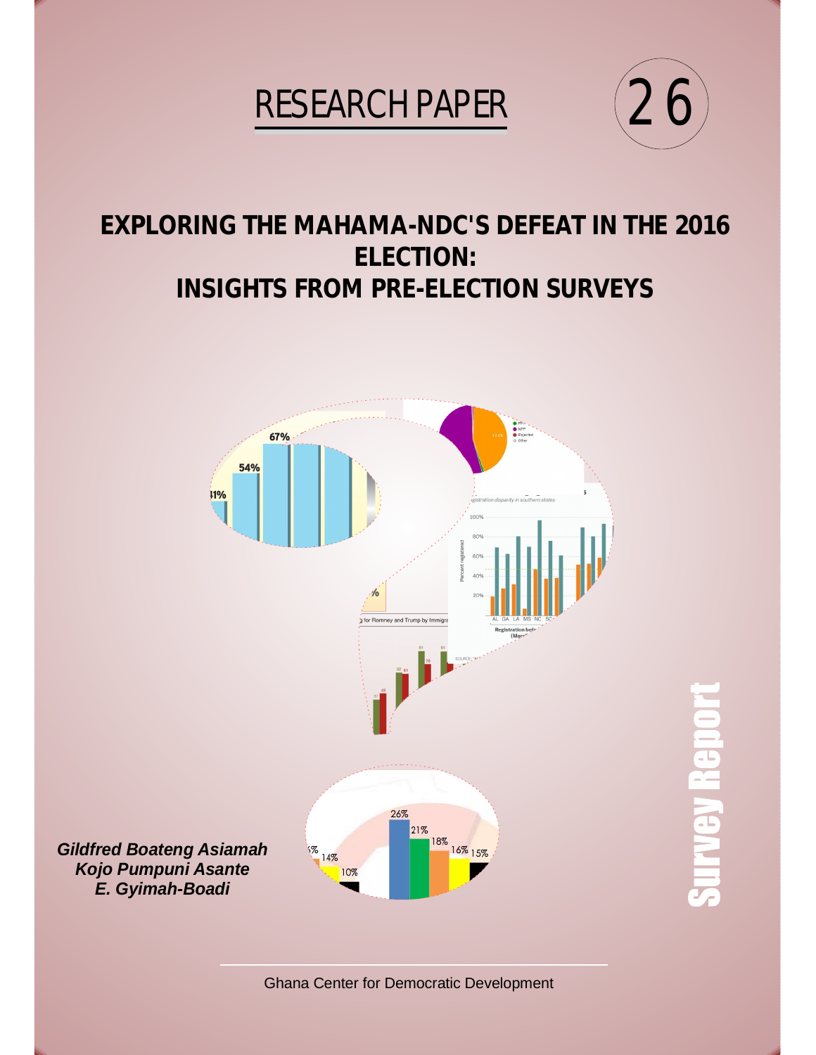RESEARCH PAPER 26

# EXPLORING THE MAHAMA-NDC'S DEFEAT IN THE 2016 ELECTION: INSIGHTS FROM PRE-ELECTION SURVEYS

***Gildfred Boateng Asiamah***
***Kojo Pumpuni Asante***
***E. Gyimah-Boadi***

Survey Report

Ghana Center for Democratic Development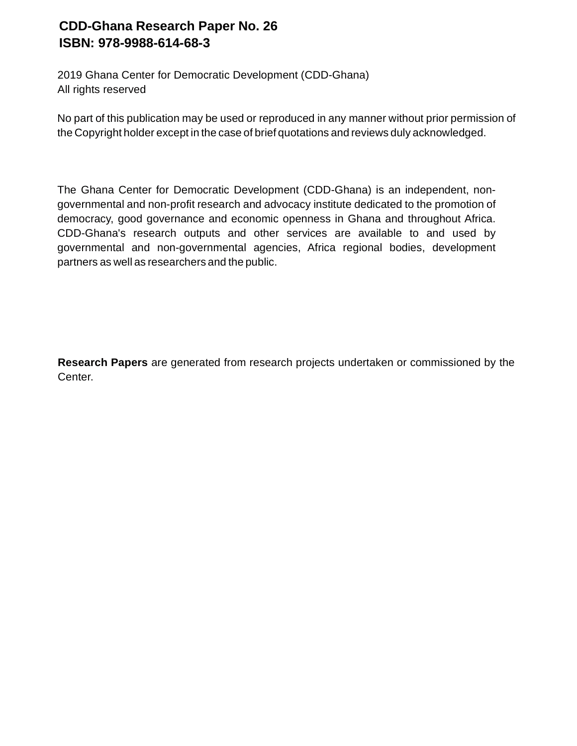**CDD-Ghana Research Paper No. 26**
**ISBN: 978-9988-614-68-3**

2019 Ghana Center for Democratic Development (CDD-Ghana)
All rights reserved

No part of this publication may be used or reproduced in any manner without prior permission of the Copyright holder except in the case of brief quotations and reviews duly acknowledged.

The Ghana Center for Democratic Development (CDD-Ghana) is an independent, non-governmental and non-profit research and advocacy institute dedicated to the promotion of democracy, good governance and economic openness in Ghana and throughout Africa. CDD-Ghana's research outputs and other services are available to and used by governmental and non-governmental agencies, Africa regional bodies, development partners as well as researchers and the public.

**Research Papers** are generated from research projects undertaken or commissioned by the Center.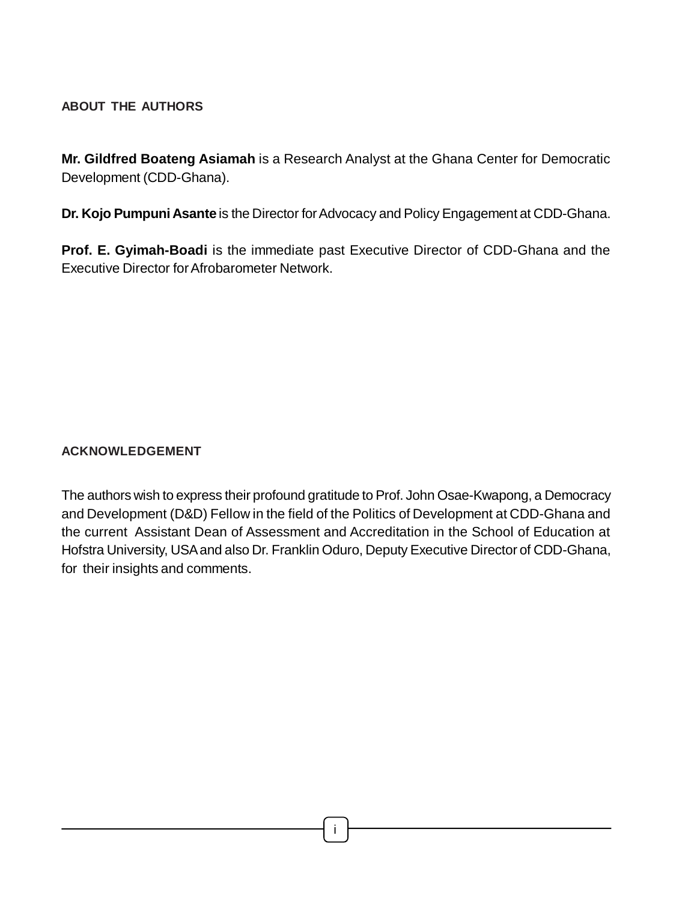## ABOUT THE AUTHORS

**Mr. Gildfred Boateng Asiamah** is a Research Analyst at the Ghana Center for Democratic Development (CDD-Ghana).

**Dr. Kojo Pumpuni Asante** is the Director for Advocacy and Policy Engagement at CDD-Ghana.

**Prof. E. Gyimah-Boadi** is the immediate past Executive Director of CDD-Ghana and the Executive Director for Afrobarometer Network.

## ACKNOWLEDGEMENT

The authors wish to express their profound gratitude to Prof. John Osae-Kwapong, a Democracy and Development (D&D) Fellow in the field of the Politics of Development at CDD-Ghana and the current Assistant Dean of Assessment and Accreditation in the School of Education at Hofstra University, USA and also Dr. Franklin Oduro, Deputy Executive Director of CDD-Ghana, for their insights and comments.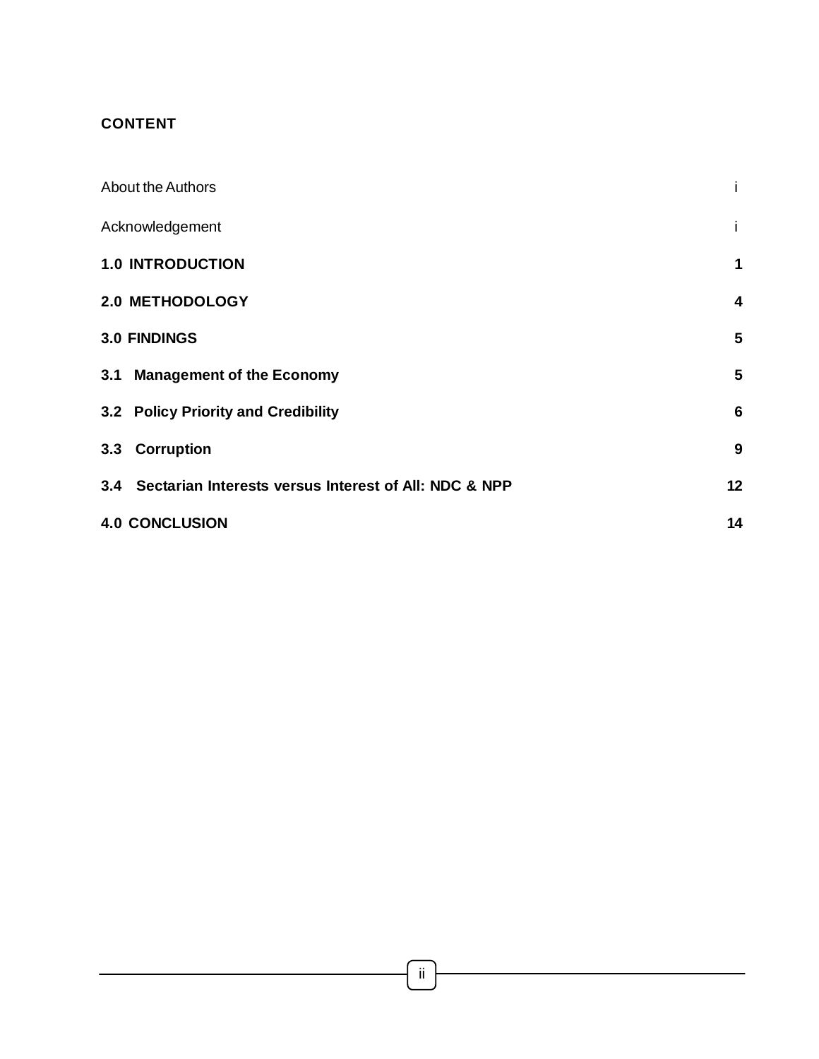## CONTENT

| | |
|---|---|
| About the Authors | i |
| Acknowledgement | i |
| **1.0 INTRODUCTION** | **1** |
| **2.0 METHODOLOGY** | **4** |
| **3.0 FINDINGS** | **5** |
| **3.1 Management of the Economy** | **5** |
| **3.2 Policy Priority and Credibility** | **6** |
| **3.3 Corruption** | **9** |
| **3.4 Sectarian Interests versus Interest of All: NDC & NPP** | **12** |
| **4.0 CONCLUSION** | **14** |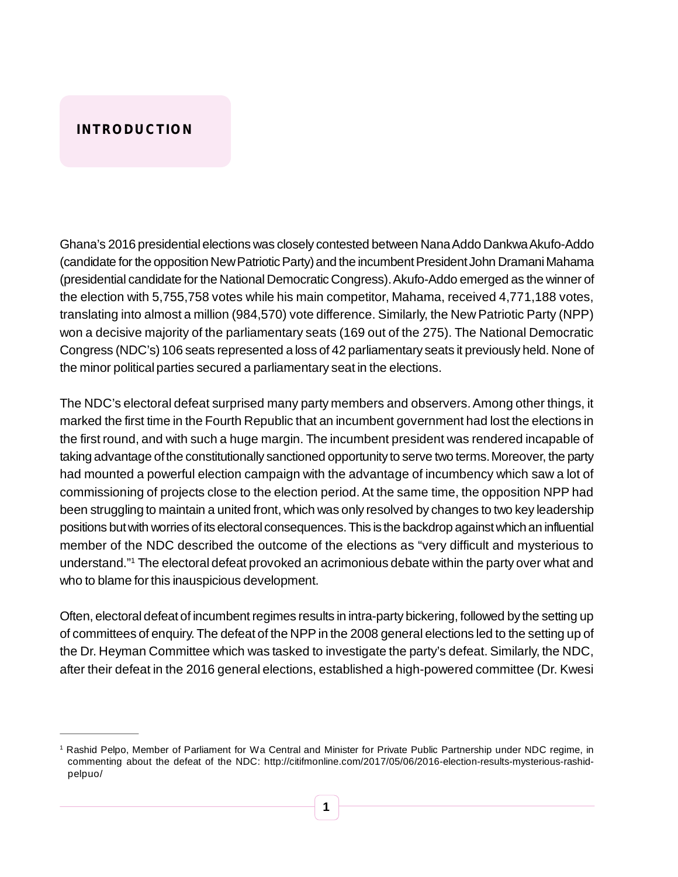# INTRODUCTION

Ghana's 2016 presidential elections was closely contested between Nana Addo Dankwa Akufo-Addo (candidate for the opposition New Patriotic Party) and the incumbent President John Dramani Mahama (presidential candidate for the National Democratic Congress). Akufo-Addo emerged as the winner of the election with 5,755,758 votes while his main competitor, Mahama, received 4,771,188 votes, translating into almost a million (984,570) vote difference. Similarly, the New Patriotic Party (NPP) won a decisive majority of the parliamentary seats (169 out of the 275). The National Democratic Congress (NDC's) 106 seats represented a loss of 42 parliamentary seats it previously held. None of the minor political parties secured a parliamentary seat in the elections.

The NDC's electoral defeat surprised many party members and observers. Among other things, it marked the first time in the Fourth Republic that an incumbent government had lost the elections in the first round, and with such a huge margin. The incumbent president was rendered incapable of taking advantage of the constitutionally sanctioned opportunity to serve two terms. Moreover, the party had mounted a powerful election campaign with the advantage of incumbency which saw a lot of commissioning of projects close to the election period. At the same time, the opposition NPP had been struggling to maintain a united front, which was only resolved by changes to two key leadership positions but with worries of its electoral consequences. This is the backdrop against which an influential member of the NDC described the outcome of the elections as "very difficult and mysterious to understand."[1] The electoral defeat provoked an acrimonious debate within the party over what and who to blame for this inauspicious development.

Often, electoral defeat of incumbent regimes results in intra-party bickering, followed by the setting up of committees of enquiry. The defeat of the NPP in the 2008 general elections led to the setting up of the Dr. Heyman Committee which was tasked to investigate the party's defeat. Similarly, the NDC, after their defeat in the 2016 general elections, established a high-powered committee (Dr. Kwesi

---

[1] Rashid Pelpo, Member of Parliament for Wa Central and Minister for Private Public Partnership under NDC regime, in commenting about the defeat of the NDC: http://citifmonline.com/2017/05/06/2016-election-results-mysterious-rashid-pelpuo/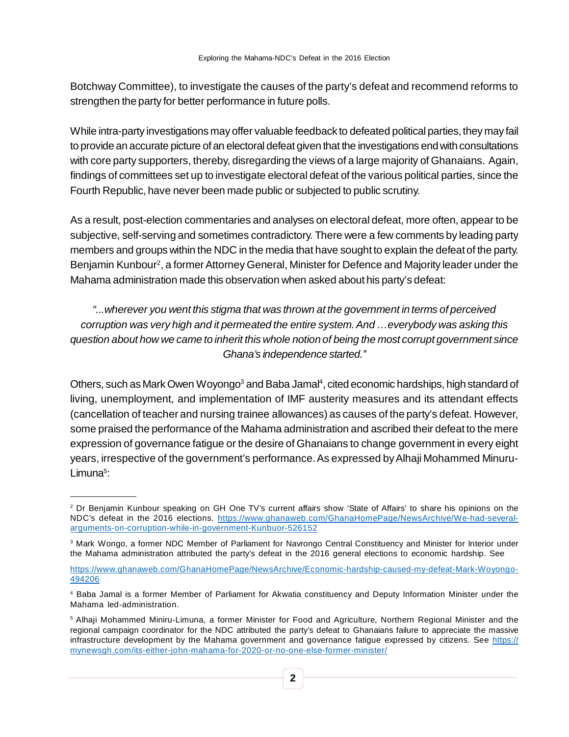Botchway Committee), to investigate the causes of the party's defeat and recommend reforms to strengthen the party for better performance in future polls.

While intra-party investigations may offer valuable feedback to defeated political parties, they may fail to provide an accurate picture of an electoral defeat given that the investigations end with consultations with core party supporters, thereby, disregarding the views of a large majority of Ghanaians. Again, findings of committees set up to investigate electoral defeat of the various political parties, since the Fourth Republic, have never been made public or subjected to public scrutiny.

As a result, post-election commentaries and analyses on electoral defeat, more often, appear to be subjective, self-serving and sometimes contradictory. There were a few comments by leading party members and groups within the NDC in the media that have sought to explain the defeat of the party. Benjamin Kunbour[2], a former Attorney General, Minister for Defence and Majority leader under the Mahama administration made this observation when asked about his party's defeat:

> *"...wherever you went this stigma that was thrown at the government in terms of perceived corruption was very high and it permeated the entire system. And …everybody was asking this question about how we came to inherit this whole notion of being the most corrupt government since Ghana's independence started."*

Others, such as Mark Owen Woyongo[3] and Baba Jamal[4], cited economic hardships, high standard of living, unemployment, and implementation of IMF austerity measures and its attendant effects (cancellation of teacher and nursing trainee allowances) as causes of the party's defeat. However, some praised the performance of the Mahama administration and ascribed their defeat to the mere expression of governance fatigue or the desire of Ghanaians to change government in every eight years, irrespective of the government's performance. As expressed by Alhaji Mohammed Minuru-Limuna[5]:

---

[2] Dr Benjamin Kunbour speaking on GH One TV's current affairs show 'State of Affairs' to share his opinions on the NDC's defeat in the 2016 elections. https://www.ghanaweb.com/GhanaHomePage/NewsArchive/We-had-several-arguments-on-corruption-while-in-government-Kunbuor-526152

[3] Mark Wongo, a former NDC Member of Parliament for Navrongo Central Constituency and Minister for Interior under the Mahama administration attributed the party's defeat in the 2016 general elections to economic hardship. See

https://www.ghanaweb.com/GhanaHomePage/NewsArchive/Economic-hardship-caused-my-defeat-Mark-Woyongo-494206

[4] Baba Jamal is a former Member of Parliament for Akwatia constituency and Deputy Information Minister under the Mahama led-administration.

[5] Alhaji Mohammed Miniru-Limuna, a former Minister for Food and Agriculture, Northern Regional Minister and the regional campaign coordinator for the NDC attributed the party's defeat to Ghanaians failure to appreciate the massive infrastructure development by the Mahama government and governance fatigue expressed by citizens. See https://mynewsgh.com/its-either-john-mahama-for-2020-or-no-one-else-former-minister/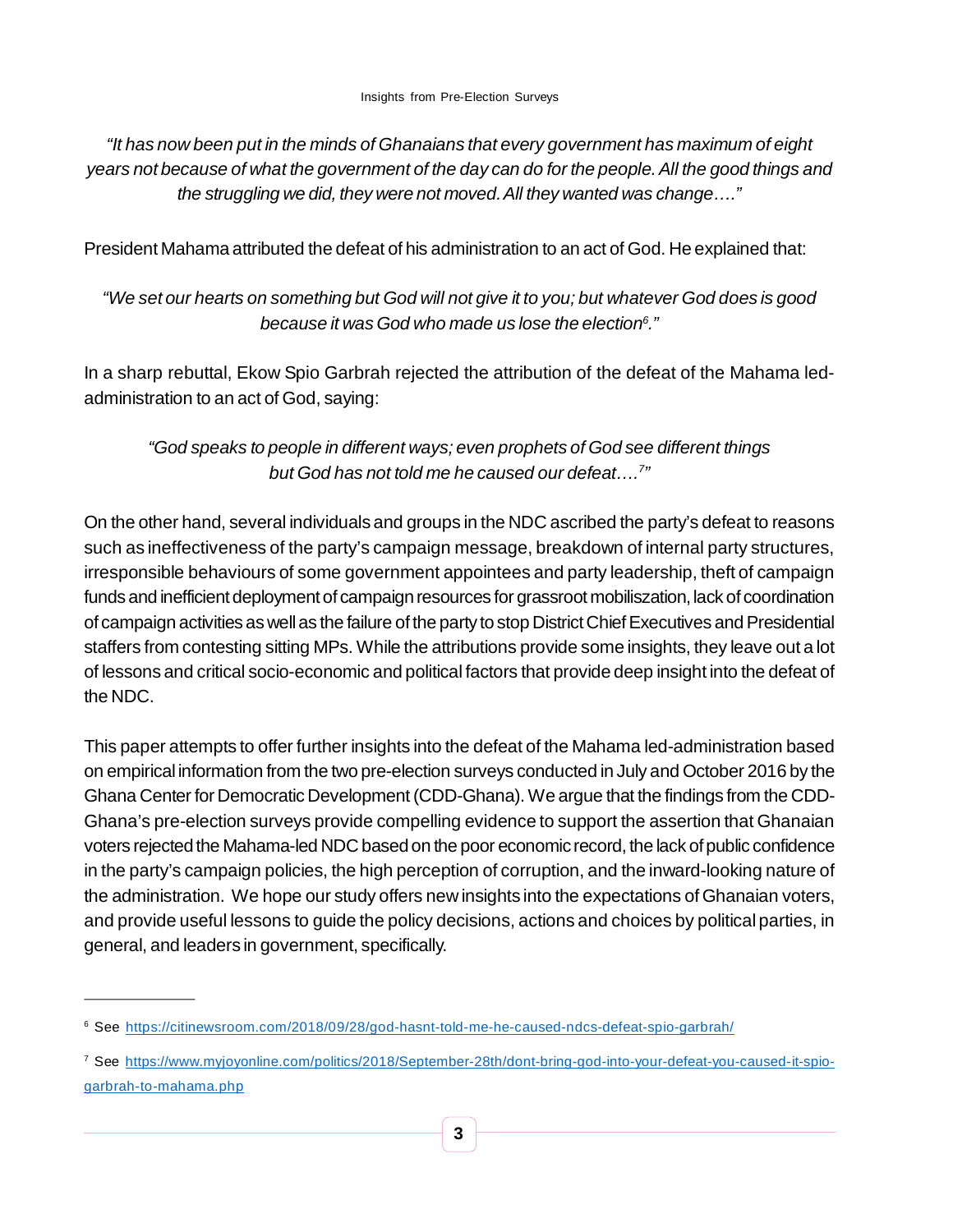*"It has now been put in the minds of Ghanaians that every government has maximum of eight years not because of what the government of the day can do for the people. All the good things and the struggling we did, they were not moved. All they wanted was change…."*

President Mahama attributed the defeat of his administration to an act of God. He explained that:

*"We set our hearts on something but God will not give it to you; but whatever God does is good because it was God who made us lose the election[6]."*

In a sharp rebuttal, Ekow Spio Garbrah rejected the attribution of the defeat of the Mahama led-administration to an act of God, saying:

*"God speaks to people in different ways; even prophets of God see different things but God has not told me he caused our defeat….[7]"*

On the other hand, several individuals and groups in the NDC ascribed the party's defeat to reasons such as ineffectiveness of the party's campaign message, breakdown of internal party structures, irresponsible behaviours of some government appointees and party leadership, theft of campaign funds and inefficient deployment of campaign resources for grassroot mobiliszation, lack of coordination of campaign activities as well as the failure of the party to stop District Chief Executives and Presidential staffers from contesting sitting MPs. While the attributions provide some insights, they leave out a lot of lessons and critical socio-economic and political factors that provide deep insight into the defeat of the NDC.

This paper attempts to offer further insights into the defeat of the Mahama led-administration based on empirical information from the two pre-election surveys conducted in July and October 2016 by the Ghana Center for Democratic Development (CDD-Ghana). We argue that the findings from the CDD-Ghana's pre-election surveys provide compelling evidence to support the assertion that Ghanaian voters rejected the Mahama-led NDC based on the poor economic record, the lack of public confidence in the party's campaign policies, the high perception of corruption, and the inward-looking nature of the administration. We hope our study offers new insights into the expectations of Ghanaian voters, and provide useful lessons to guide the policy decisions, actions and choices by political parties, in general, and leaders in government, specifically.

---

[6] See https://citinewsroom.com/2018/09/28/god-hasnt-told-me-he-caused-ndcs-defeat-spio-garbrah/

[7] See https://www.myjoyonline.com/politics/2018/September-28th/dont-bring-god-into-your-defeat-you-caused-it-spio-garbrah-to-mahama.php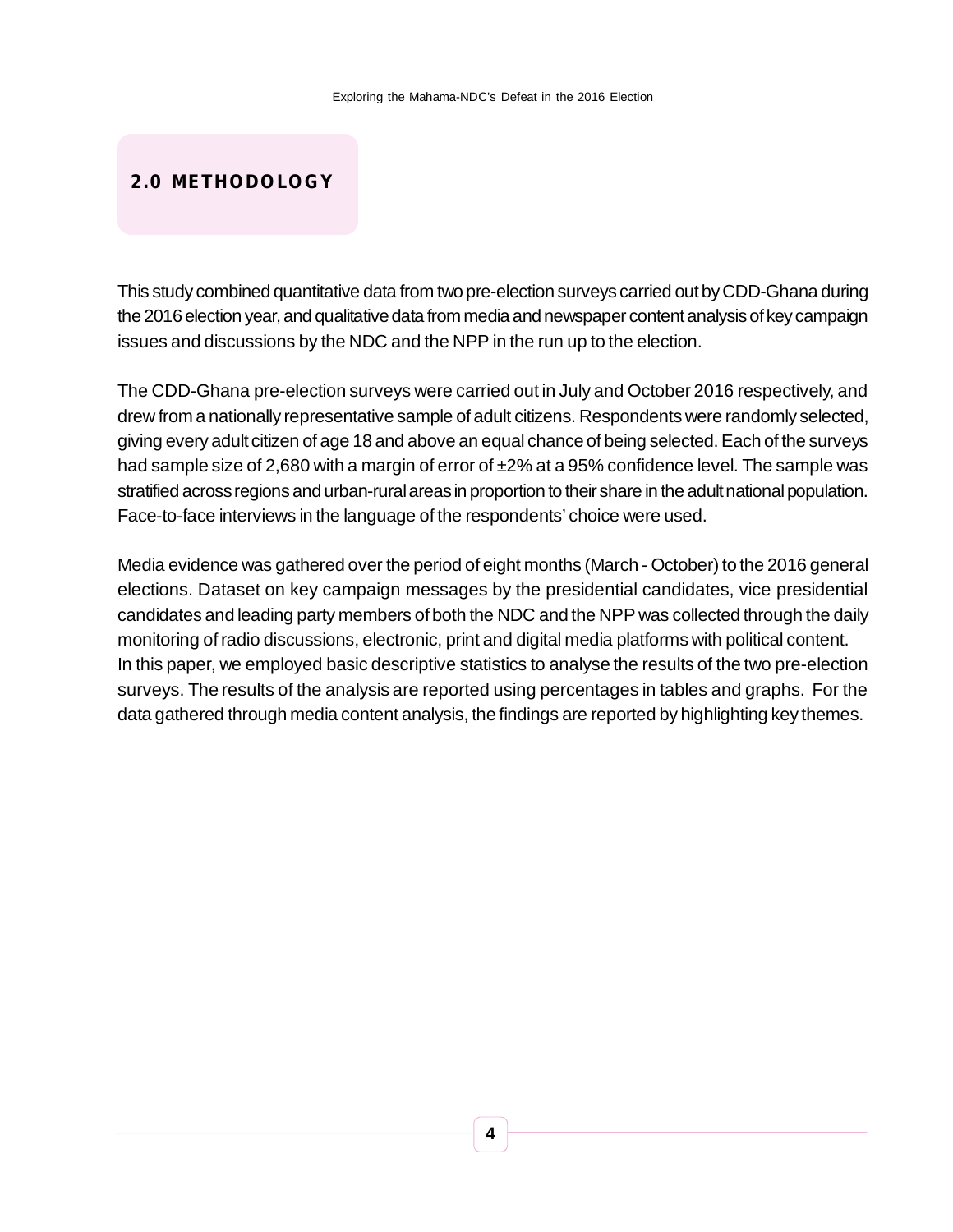## 2.0 METHODOLOGY

This study combined quantitative data from two pre-election surveys carried out by CDD-Ghana during the 2016 election year, and qualitative data from media and newspaper content analysis of key campaign issues and discussions by the NDC and the NPP in the run up to the election.

The CDD-Ghana pre-election surveys were carried out in July and October 2016 respectively, and drew from a nationally representative sample of adult citizens. Respondents were randomly selected, giving every adult citizen of age 18 and above an equal chance of being selected. Each of the surveys had sample size of 2,680 with a margin of error of ±2% at a 95% confidence level. The sample was stratified across regions and urban-rural areas in proportion to their share in the adult national population. Face-to-face interviews in the language of the respondents' choice were used.

Media evidence was gathered over the period of eight months (March - October) to the 2016 general elections. Dataset on key campaign messages by the presidential candidates, vice presidential candidates and leading party members of both the NDC and the NPP was collected through the daily monitoring of radio discussions, electronic, print and digital media platforms with political content.
In this paper, we employed basic descriptive statistics to analyse the results of the two pre-election surveys. The results of the analysis are reported using percentages in tables and graphs. For the data gathered through media content analysis, the findings are reported by highlighting key themes.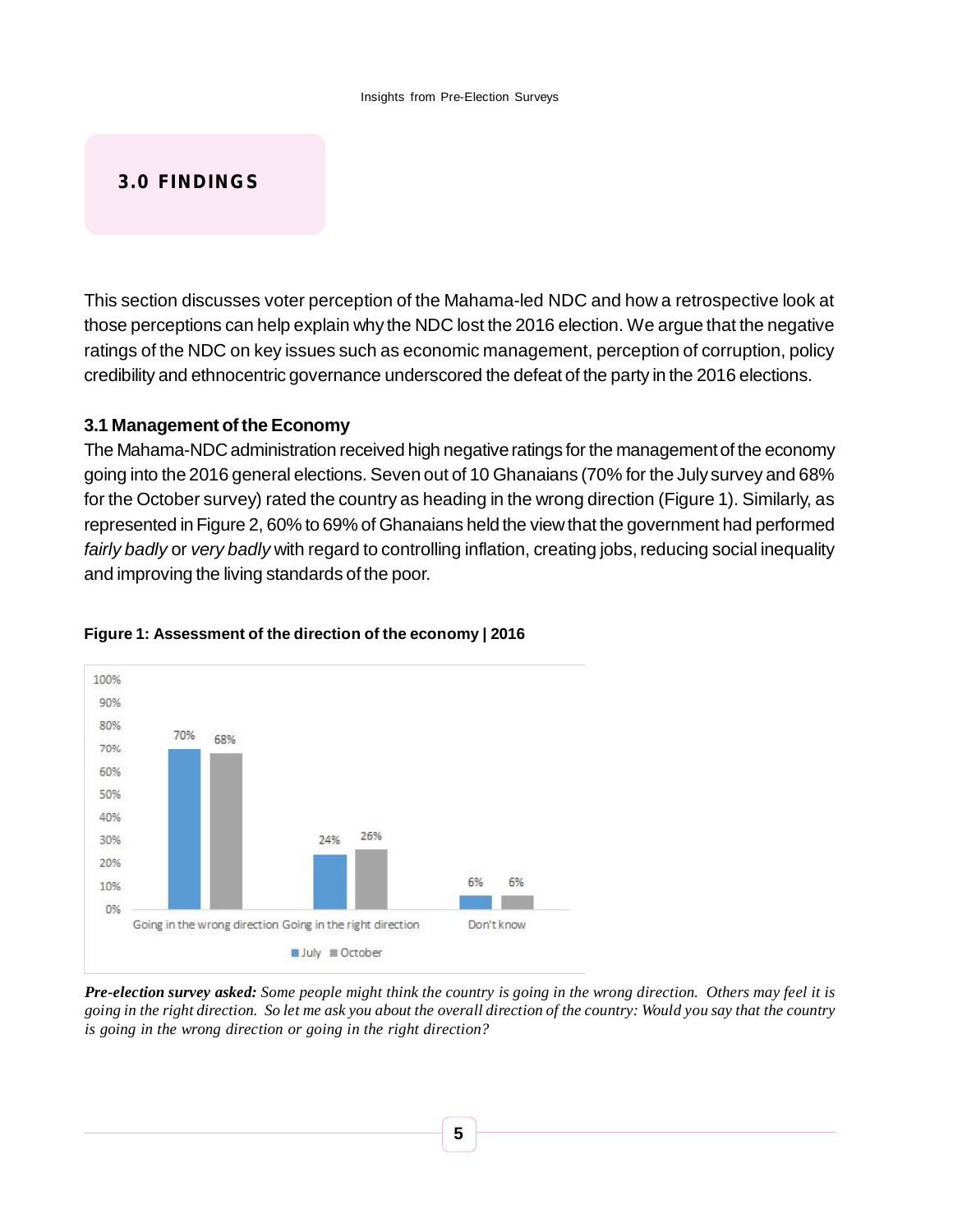# 3.0 FINDINGS

This section discusses voter perception of the Mahama-led NDC and how a retrospective look at those perceptions can help explain why the NDC lost the 2016 election. We argue that the negative ratings of the NDC on key issues such as economic management, perception of corruption, policy credibility and ethnocentric governance underscored the defeat of the party in the 2016 elections.

## 3.1 Management of the Economy

The Mahama-NDC administration received high negative ratings for the management of the economy going into the 2016 general elections. Seven out of 10 Ghanaians (70% for the July survey and 68% for the October survey) rated the country as heading in the wrong direction (Figure 1). Similarly, as represented in Figure 2, 60% to 69% of Ghanaians held the view that the government had performed *fairly badly* or *very badly* with regard to controlling inflation, creating jobs, reducing social inequality and improving the living standards of the poor.

**Figure 1: Assessment of the direction of the economy | 2016**

| | July | October |
|---|---|---|
| Going in the wrong direction | 70% | 68% |
| Going in the right direction | 24% | 26% |
| Don't know | 6% | 6% |

***Pre-election survey asked:*** *Some people might think the country is going in the wrong direction. Others may feel it is going in the right direction. So let me ask you about the overall direction of the country: Would you say that the country is going in the wrong direction or going in the right direction?*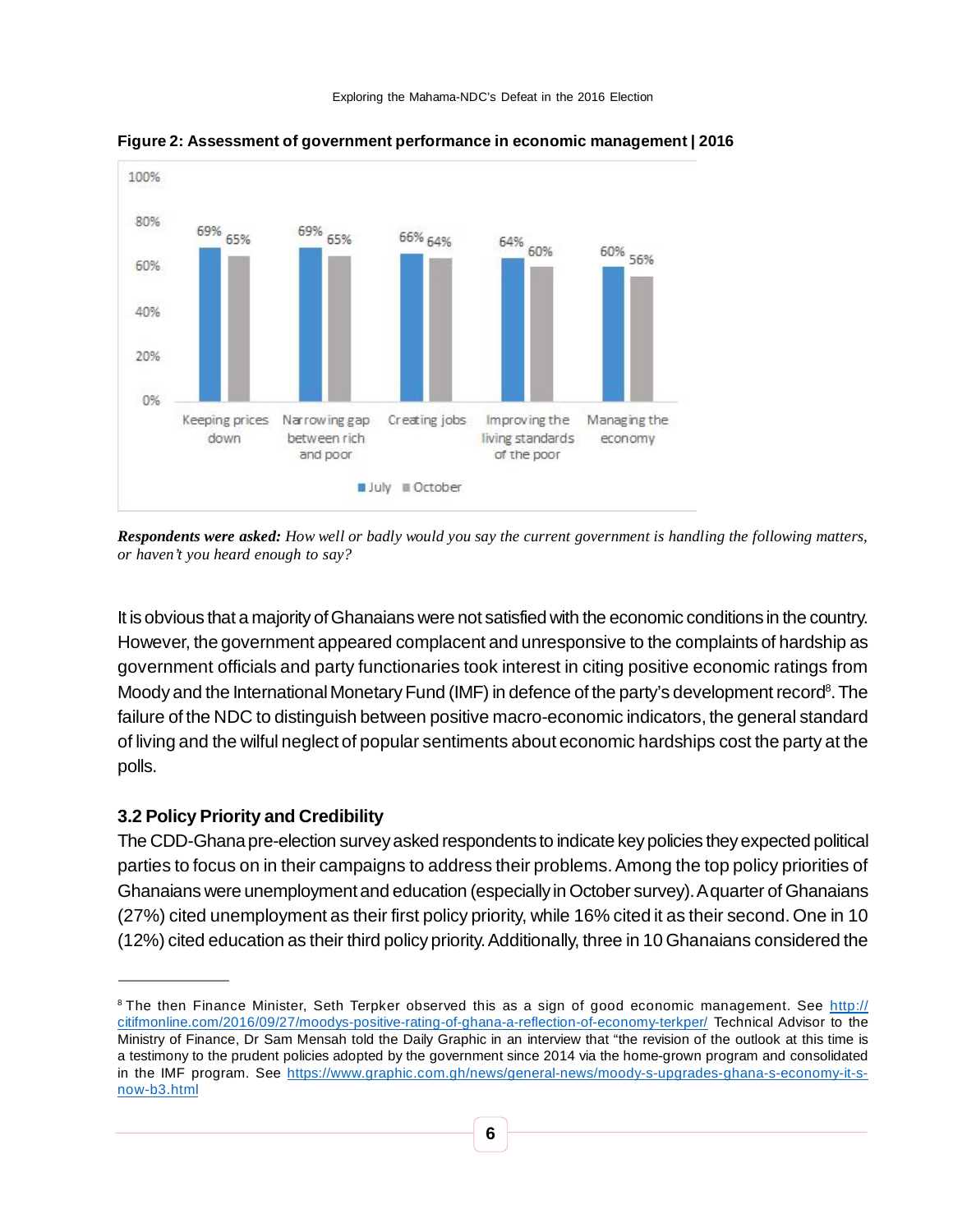**Figure 2: Assessment of government performance in economic management | 2016**

| | July | October |
|---|---|---|
| Keeping prices down | 69% | 65% |
| Narrowing gap between rich and poor | 69% | 65% |
| Creating jobs | 66% | 64% |
| Improving the living standards of the poor | 64% | 60% |
| Managing the economy | 60% | 56% |

***Respondents were asked:*** *How well or badly would you say the current government is handling the following matters, or haven't you heard enough to say?*

It is obvious that a majority of Ghanaians were not satisfied with the economic conditions in the country. However, the government appeared complacent and unresponsive to the complaints of hardship as government officials and party functionaries took interest in citing positive economic ratings from Moody and the International Monetary Fund (IMF) in defence of the party's development record[8]. The failure of the NDC to distinguish between positive macro-economic indicators, the general standard of living and the wilful neglect of popular sentiments about economic hardships cost the party at the polls.

### 3.2 Policy Priority and Credibility

The CDD-Ghana pre-election survey asked respondents to indicate key policies they expected political parties to focus on in their campaigns to address their problems. Among the top policy priorities of Ghanaians were unemployment and education (especially in October survey). A quarter of Ghanaians (27%) cited unemployment as their first policy priority, while 16% cited it as their second. One in 10 (12%) cited education as their third policy priority. Additionally, three in 10 Ghanaians considered the

---

[8] The then Finance Minister, Seth Terpker observed this as a sign of good economic management. See http://citifmonline.com/2016/09/27/moodys-positive-rating-of-ghana-a-reflection-of-economy-terkper/ Technical Advisor to the Ministry of Finance, Dr Sam Mensah told the Daily Graphic in an interview that "the revision of the outlook at this time is a testimony to the prudent policies adopted by the government since 2014 via the home-grown program and consolidated in the IMF program. See https://www.graphic.com.gh/news/general-news/moody-s-upgrades-ghana-s-economy-it-s-now-b3.html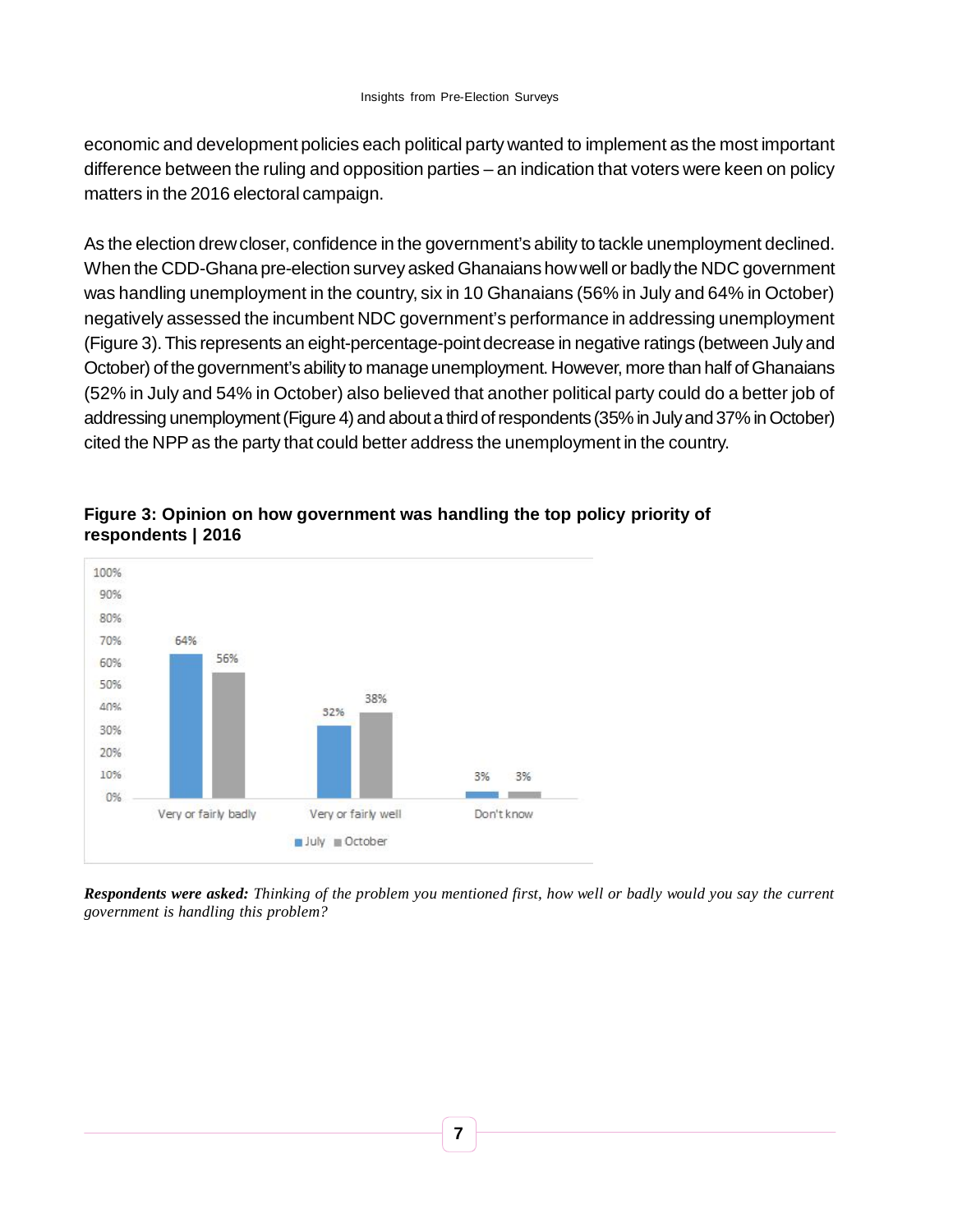economic and development policies each political party wanted to implement as the most important difference between the ruling and opposition parties – an indication that voters were keen on policy matters in the 2016 electoral campaign.

As the election drew closer, confidence in the government's ability to tackle unemployment declined. When the CDD-Ghana pre-election survey asked Ghanaians how well or badly the NDC government was handling unemployment in the country, six in 10 Ghanaians (56% in July and 64% in October) negatively assessed the incumbent NDC government's performance in addressing unemployment (Figure 3). This represents an eight-percentage-point decrease in negative ratings (between July and October) of the government's ability to manage unemployment. However, more than half of Ghanaians (52% in July and 54% in October) also believed that another political party could do a better job of addressing unemployment (Figure 4) and about a third of respondents (35% in July and 37% in October) cited the NPP as the party that could better address the unemployment in the country.

**Figure 3: Opinion on how government was handling the top policy priority of respondents | 2016**

| | July | October |
|---|---|---|
| Very or fairly badly | 64% | 56% |
| Very or fairly well | 32% | 38% |
| Don't know | 3% | 3% |

***Respondents were asked:*** *Thinking of the problem you mentioned first, how well or badly would you say the current government is handling this problem?*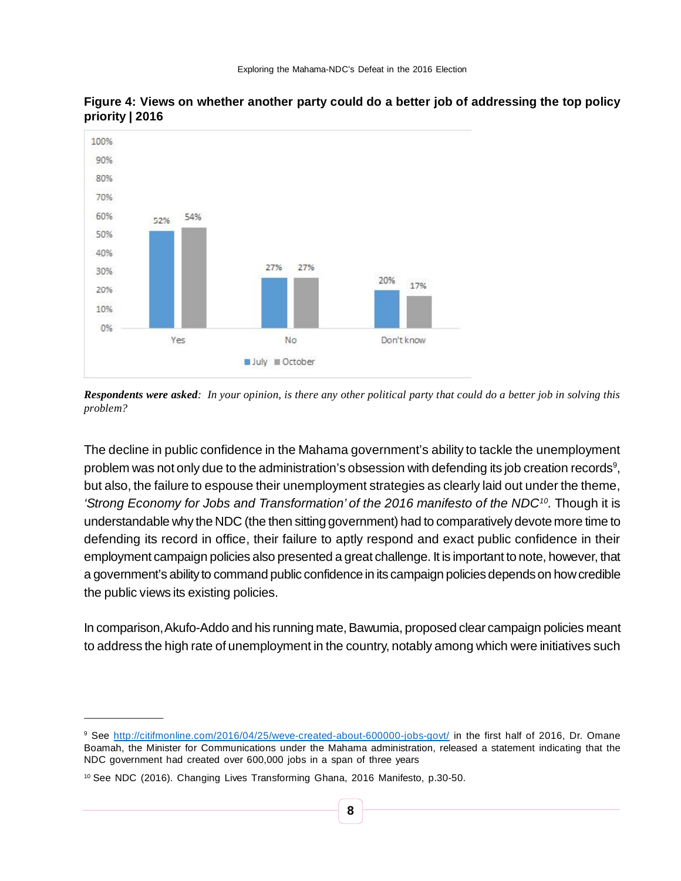**Figure 4: Views on whether another party could do a better job of addressing the top policy priority | 2016**

| | July | October |
|---|---|---|
| Yes | 52% | 54% |
| No | 27% | 27% |
| Don't know | 20% | 17% |

***Respondents were asked***: *In your opinion, is there any other political party that could do a better job in solving this problem?*

The decline in public confidence in the Mahama government's ability to tackle the unemployment problem was not only due to the administration's obsession with defending its job creation records[9], but also, the failure to espouse their unemployment strategies as clearly laid out under the theme, *'Strong Economy for Jobs and Transformation' of the 2016 manifesto of the NDC[10].* Though it is understandable why the NDC (the then sitting government) had to comparatively devote more time to defending its record in office, their failure to aptly respond and exact public confidence in their employment campaign policies also presented a great challenge. It is important to note, however, that a government's ability to command public confidence in its campaign policies depends on how credible the public views its existing policies.

In comparison, Akufo-Addo and his running mate, Bawumia, proposed clear campaign policies meant to address the high rate of unemployment in the country, notably among which were initiatives such

---

[9] See http://citifmonline.com/2016/04/25/weve-created-about-600000-jobs-govt/ in the first half of 2016, Dr. Omane Boamah, the Minister for Communications under the Mahama administration, released a statement indicating that the NDC government had created over 600,000 jobs in a span of three years

[10] See NDC (2016). Changing Lives Transforming Ghana, 2016 Manifesto, p.30-50.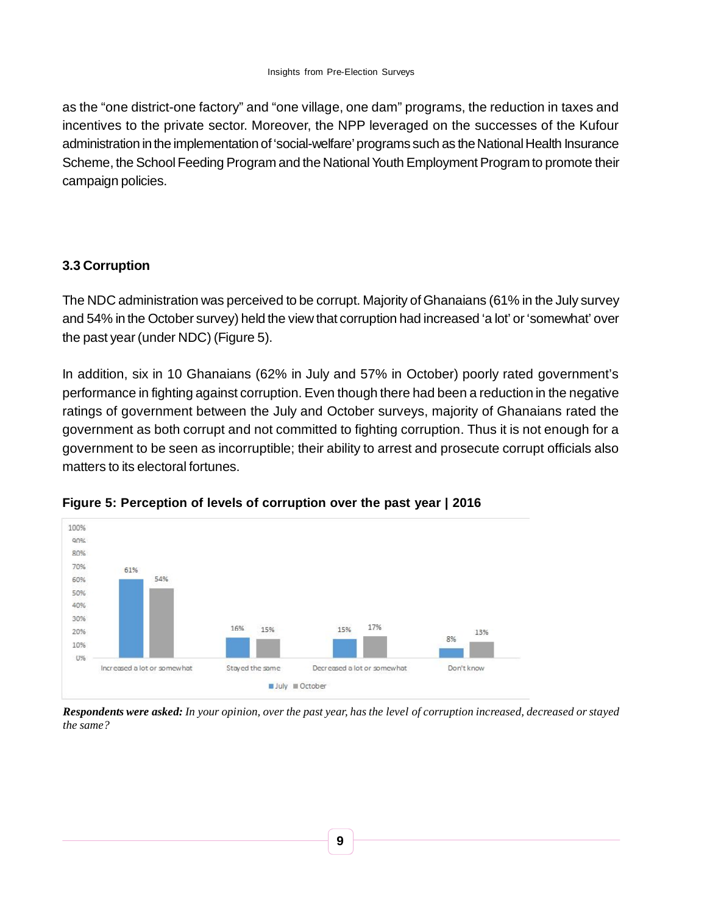as the "one district-one factory" and "one village, one dam" programs, the reduction in taxes and incentives to the private sector. Moreover, the NPP leveraged on the successes of the Kufour administration in the implementation of 'social-welfare' programs such as the National Health Insurance Scheme, the School Feeding Program and the National Youth Employment Program to promote their campaign policies.

### 3.3 Corruption

The NDC administration was perceived to be corrupt. Majority of Ghanaians (61% in the July survey and 54% in the October survey) held the view that corruption had increased 'a lot' or 'somewhat' over the past year (under NDC) (Figure 5).

In addition, six in 10 Ghanaians (62% in July and 57% in October) poorly rated government's performance in fighting against corruption. Even though there had been a reduction in the negative ratings of government between the July and October surveys, majority of Ghanaians rated the government as both corrupt and not committed to fighting corruption. Thus it is not enough for a government to be seen as incorruptible; their ability to arrest and prosecute corrupt officials also matters to its electoral fortunes.

**Figure 5: Perception of levels of corruption over the past year | 2016**

| | July | October |
|---|---|---|
| Increased a lot or somewhat | 61% | 54% |
| Stayed the same | 16% | 15% |
| Decreased a lot or somewhat | 15% | 17% |
| Don't know | 8% | 13% |

***Respondents were asked:*** *In your opinion, over the past year, has the level of corruption increased, decreased or stayed the same?*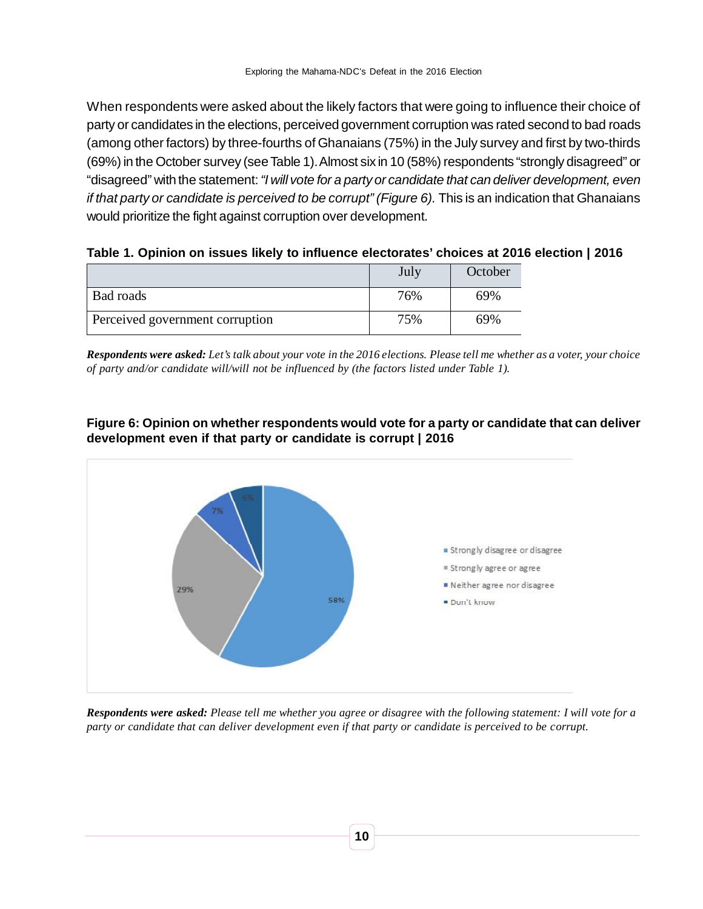When respondents were asked about the likely factors that were going to influence their choice of party or candidates in the elections, perceived government corruption was rated second to bad roads (among other factors) by three-fourths of Ghanaians (75%) in the July survey and first by two-thirds (69%) in the October survey (see Table 1). Almost six in 10 (58%) respondents "strongly disagreed" or "disagreed" with the statement: *"I will vote for a party or candidate that can deliver development, even if that party or candidate is perceived to be corrupt" (Figure 6).* This is an indication that Ghanaians would prioritize the fight against corruption over development.

**Table 1. Opinion on issues likely to influence electorates' choices at 2016 election | 2016**

| | July | October |
|---|---|---|
| Bad roads | 76% | 69% |
| Perceived government corruption | 75% | 69% |

***Respondents were asked:*** *Let's talk about your vote in the 2016 elections. Please tell me whether as a voter, your choice of party and/or candidate will/will not be influenced by (the factors listed under Table 1).*

**Figure 6: Opinion on whether respondents would vote for a party or candidate that can deliver development even if that party or candidate is corrupt | 2016**

| Response | Percent |
|---|---|
| Strongly disagree or disagree | 58% |
| Strongly agree or agree | 29% |
| Neither agree nor disagree | 7% |
| Don't know | 6% |

***Respondents were asked:*** *Please tell me whether you agree or disagree with the following statement: I will vote for a party or candidate that can deliver development even if that party or candidate is perceived to be corrupt.*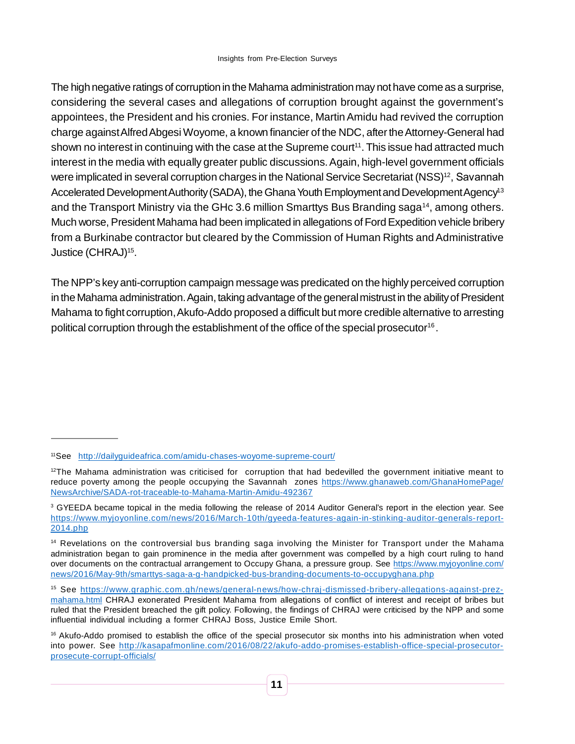The high negative ratings of corruption in the Mahama administration may not have come as a surprise, considering the several cases and allegations of corruption brought against the government's appointees, the President and his cronies. For instance, Martin Amidu had revived the corruption charge against Alfred Abgesi Woyome, a known financier of the NDC, after the Attorney-General had shown no interest in continuing with the case at the Supreme court[11]. This issue had attracted much interest in the media with equally greater public discussions. Again, high-level government officials were implicated in several corruption charges in the National Service Secretariat (NSS)[12], Savannah Accelerated Development Authority (SADA), the Ghana Youth Employment and Development Agency[13] and the Transport Ministry via the GHc 3.6 million Smarttys Bus Branding saga[14], among others. Much worse, President Mahama had been implicated in allegations of Ford Expedition vehicle bribery from a Burkinabe contractor but cleared by the Commission of Human Rights and Administrative Justice (CHRAJ)[15].

The NPP's key anti-corruption campaign message was predicated on the highly perceived corruption in the Mahama administration. Again, taking advantage of the general mistrust in the ability of President Mahama to fight corruption, Akufo-Addo proposed a difficult but more credible alternative to arresting political corruption through the establishment of the office of the special prosecutor[16].

---

[11] See http://dailyguideafrica.com/amidu-chases-woyome-supreme-court/

[12] The Mahama administration was criticised for corruption that had bedevilled the government initiative meant to reduce poverty among the people occupying the Savannah zones https://www.ghanaweb.com/GhanaHomePage/NewsArchive/SADA-rot-traceable-to-Mahama-Martin-Amidu-492367

[3] GYEEDA became topical in the media following the release of 2014 Auditor General's report in the election year. See https://www.myjoyonline.com/news/2016/March-10th/gyeeda-features-again-in-stinking-auditor-generals-report-2014.php

[14] Revelations on the controversial bus branding saga involving the Minister for Transport under the Mahama administration began to gain prominence in the media after government was compelled by a high court ruling to hand over documents on the contractual arrangement to Occupy Ghana, a pressure group. See https://www.myjoyonline.com/news/2016/May-9th/smarttys-saga-a-g-handpicked-bus-branding-documents-to-occupyghana.php

[15] See https://www.graphic.com.gh/news/general-news/how-chraj-dismissed-bribery-allegations-against-prez-mahama.html CHRAJ exonerated President Mahama from allegations of conflict of interest and receipt of bribes but ruled that the President breached the gift policy. Following, the findings of CHRAJ were criticised by the NPP and some influential individual including a former CHRAJ Boss, Justice Emile Short.

[16] Akufo-Addo promised to establish the office of the special prosecutor six months into his administration when voted into power. See http://kasapafmonline.com/2016/08/22/akufo-addo-promises-establish-office-special-prosecutor-prosecute-corrupt-officials/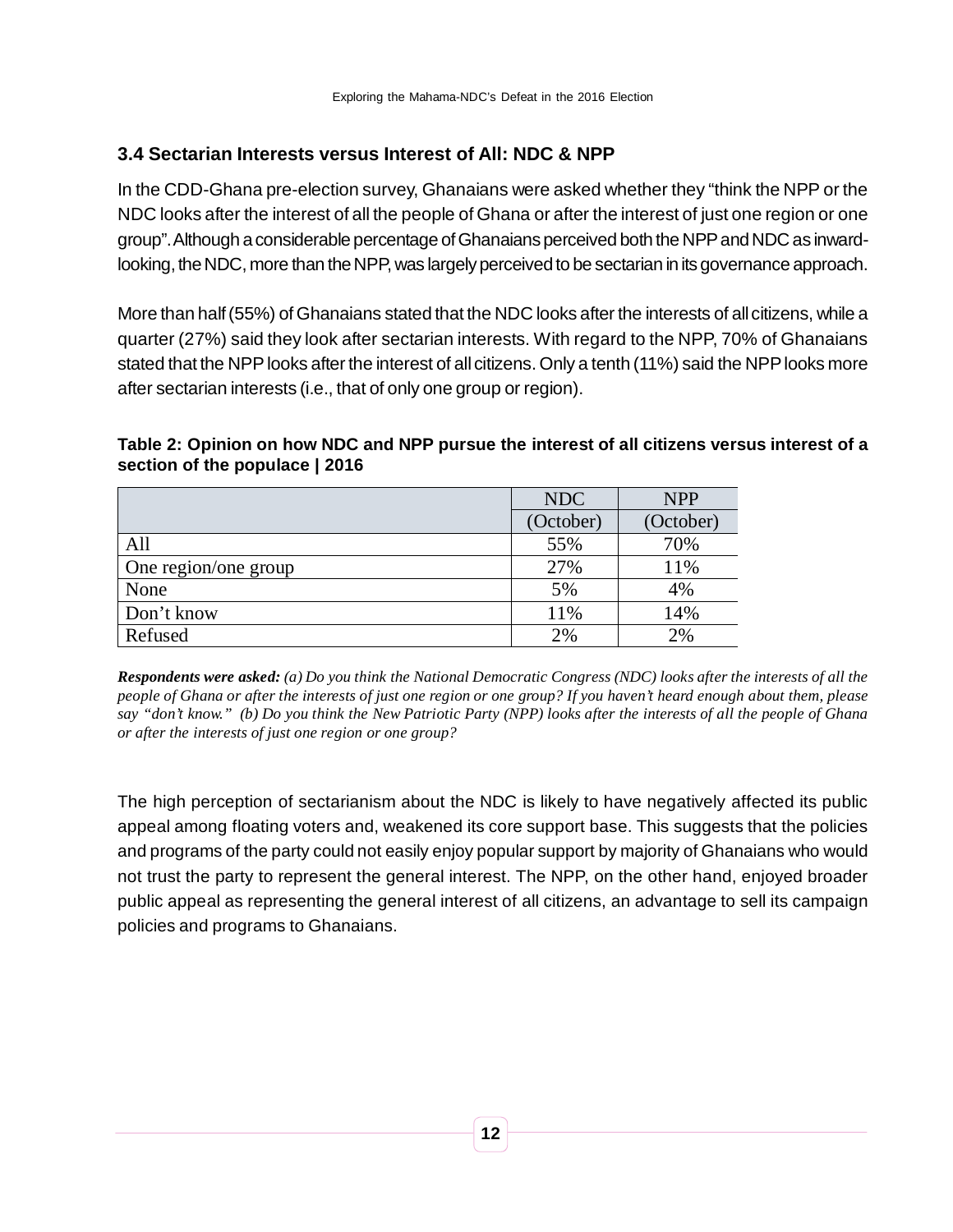### 3.4 Sectarian Interests versus Interest of All: NDC & NPP

In the CDD-Ghana pre-election survey, Ghanaians were asked whether they "think the NPP or the NDC looks after the interest of all the people of Ghana or after the interest of just one region or one group". Although a considerable percentage of Ghanaians perceived both the NPP and NDC as inward-looking, the NDC, more than the NPP, was largely perceived to be sectarian in its governance approach.

More than half (55%) of Ghanaians stated that the NDC looks after the interests of all citizens, while a quarter (27%) said they look after sectarian interests. With regard to the NPP, 70% of Ghanaians stated that the NPP looks after the interest of all citizens. Only a tenth (11%) said the NPP looks more after sectarian interests (i.e., that of only one group or region).

**Table 2: Opinion on how NDC and NPP pursue the interest of all citizens versus interest of a section of the populace | 2016**

| | NDC (October) | NPP (October) |
|---|---|---|
| All | 55% | 70% |
| One region/one group | 27% | 11% |
| None | 5% | 4% |
| Don't know | 11% | 14% |
| Refused | 2% | 2% |

***Respondents were asked:*** *(a) Do you think the National Democratic Congress (NDC) looks after the interests of all the people of Ghana or after the interests of just one region or one group? If you haven't heard enough about them, please say "don't know." (b) Do you think the New Patriotic Party (NPP) looks after the interests of all the people of Ghana or after the interests of just one region or one group?*

The high perception of sectarianism about the NDC is likely to have negatively affected its public appeal among floating voters and, weakened its core support base. This suggests that the policies and programs of the party could not easily enjoy popular support by majority of Ghanaians who would not trust the party to represent the general interest. The NPP, on the other hand, enjoyed broader public appeal as representing the general interest of all citizens, an advantage to sell its campaign policies and programs to Ghanaians.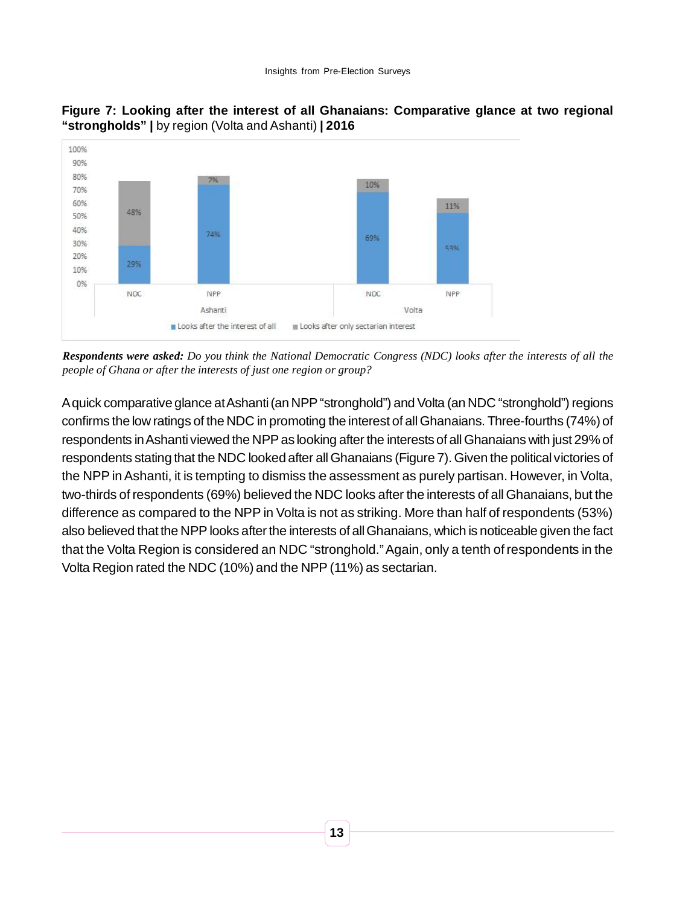**Figure 7: Looking after the interest of all Ghanaians: Comparative glance at two regional "strongholds" |** by region (Volta and Ashanti) **| 2016**

***Respondents were asked:*** *Do you think the National Democratic Congress (NDC) looks after the interests of all the people of Ghana or after the interests of just one region or group?*

A quick comparative glance at Ashanti (an NPP "stronghold") and Volta (an NDC "stronghold") regions confirms the low ratings of the NDC in promoting the interest of all Ghanaians. Three-fourths (74%) of respondents in Ashanti viewed the NPP as looking after the interests of all Ghanaians with just 29% of respondents stating that the NDC looked after all Ghanaians (Figure 7). Given the political victories of the NPP in Ashanti, it is tempting to dismiss the assessment as purely partisan. However, in Volta, two-thirds of respondents (69%) believed the NDC looks after the interests of all Ghanaians, but the difference as compared to the NPP in Volta is not as striking. More than half of respondents (53%) also believed that the NPP looks after the interests of all Ghanaians, which is noticeable given the fact that the Volta Region is considered an NDC "stronghold." Again, only a tenth of respondents in the Volta Region rated the NDC (10%) and the NPP (11%) as sectarian.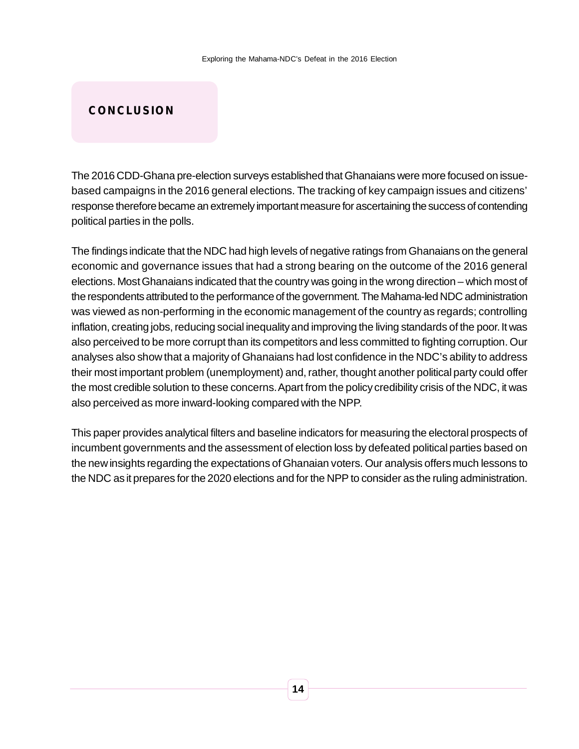## CONCLUSION

The 2016 CDD-Ghana pre-election surveys established that Ghanaians were more focused on issue-based campaigns in the 2016 general elections. The tracking of key campaign issues and citizens' response therefore became an extremely important measure for ascertaining the success of contending political parties in the polls.

The findings indicate that the NDC had high levels of negative ratings from Ghanaians on the general economic and governance issues that had a strong bearing on the outcome of the 2016 general elections. Most Ghanaians indicated that the country was going in the wrong direction – which most of the respondents attributed to the performance of the government. The Mahama-led NDC administration was viewed as non-performing in the economic management of the country as regards; controlling inflation, creating jobs, reducing social inequality and improving the living standards of the poor. It was also perceived to be more corrupt than its competitors and less committed to fighting corruption. Our analyses also show that a majority of Ghanaians had lost confidence in the NDC's ability to address their most important problem (unemployment) and, rather, thought another political party could offer the most credible solution to these concerns. Apart from the policy credibility crisis of the NDC, it was also perceived as more inward-looking compared with the NPP.

This paper provides analytical filters and baseline indicators for measuring the electoral prospects of incumbent governments and the assessment of election loss by defeated political parties based on the new insights regarding the expectations of Ghanaian voters. Our analysis offers much lessons to the NDC as it prepares for the 2020 elections and for the NPP to consider as the ruling administration.